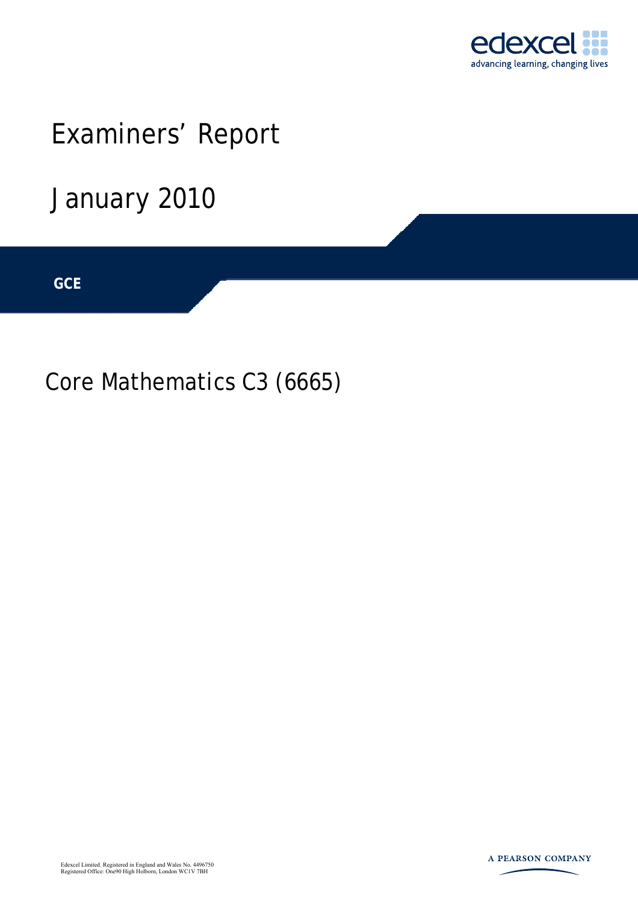# Examiners' Report

# January 2010

**GCE**

## Core Mathematics C3 (6665)

Edexcel Limited. Registered in England and Wales No. 4496750
Registered Office: One90 High Holborn, London WC1V 7BH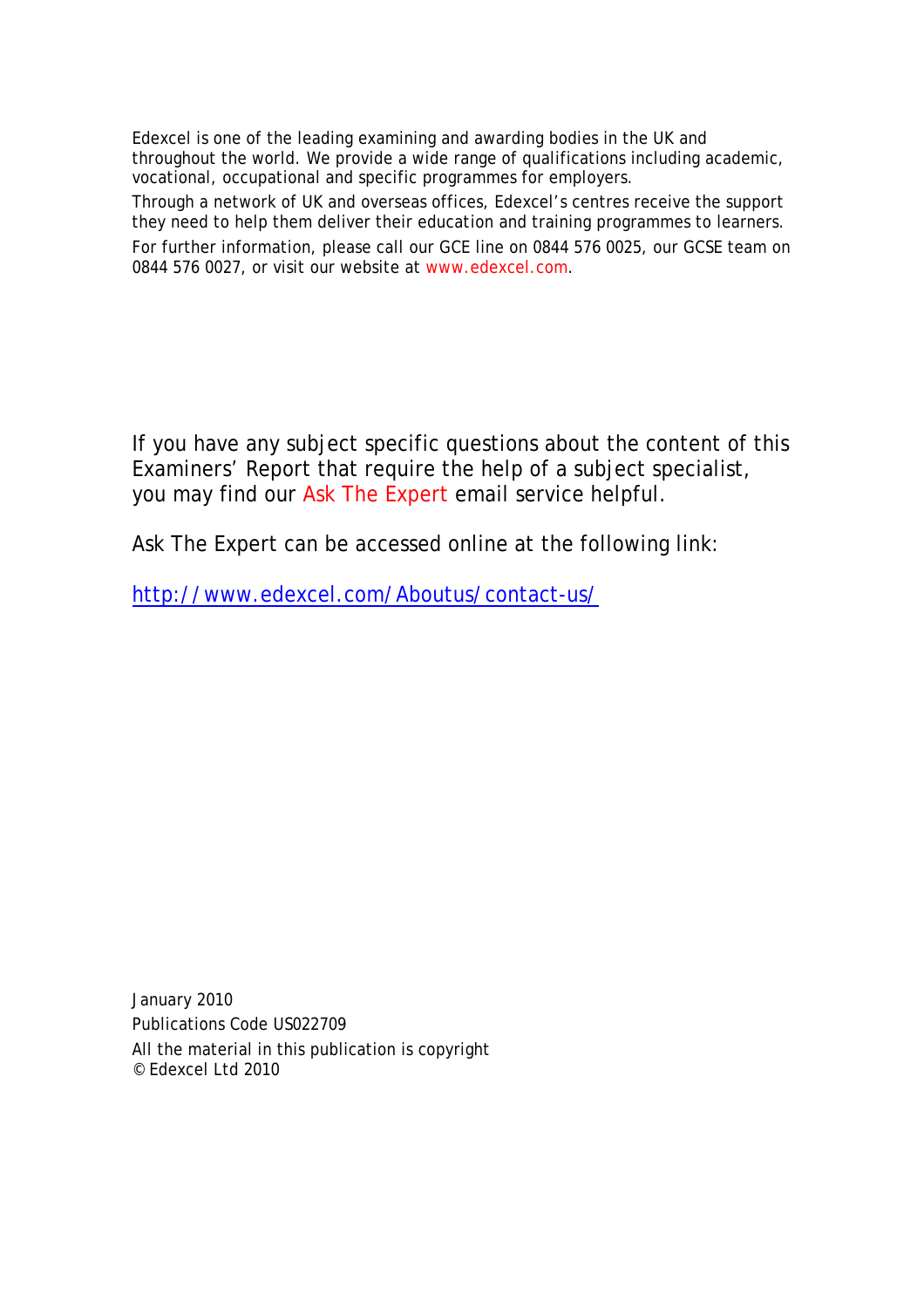Edexcel is one of the leading examining and awarding bodies in the UK and throughout the world. We provide a wide range of qualifications including academic, vocational, occupational and specific programmes for employers.

Through a network of UK and overseas offices, Edexcel's centres receive the support they need to help them deliver their education and training programmes to learners.

For further information, please call our GCE line on 0844 576 0025, our GCSE team on 0844 576 0027, or visit our website at www.edexcel.com.

If you have any subject specific questions about the content of this Examiners' Report that require the help of a subject specialist, you may find our Ask The Expert email service helpful.

Ask The Expert can be accessed online at the following link:

http://www.edexcel.com/Aboutus/contact-us/

January 2010

Publications Code US022709

All the material in this publication is copyright
© Edexcel Ltd 2010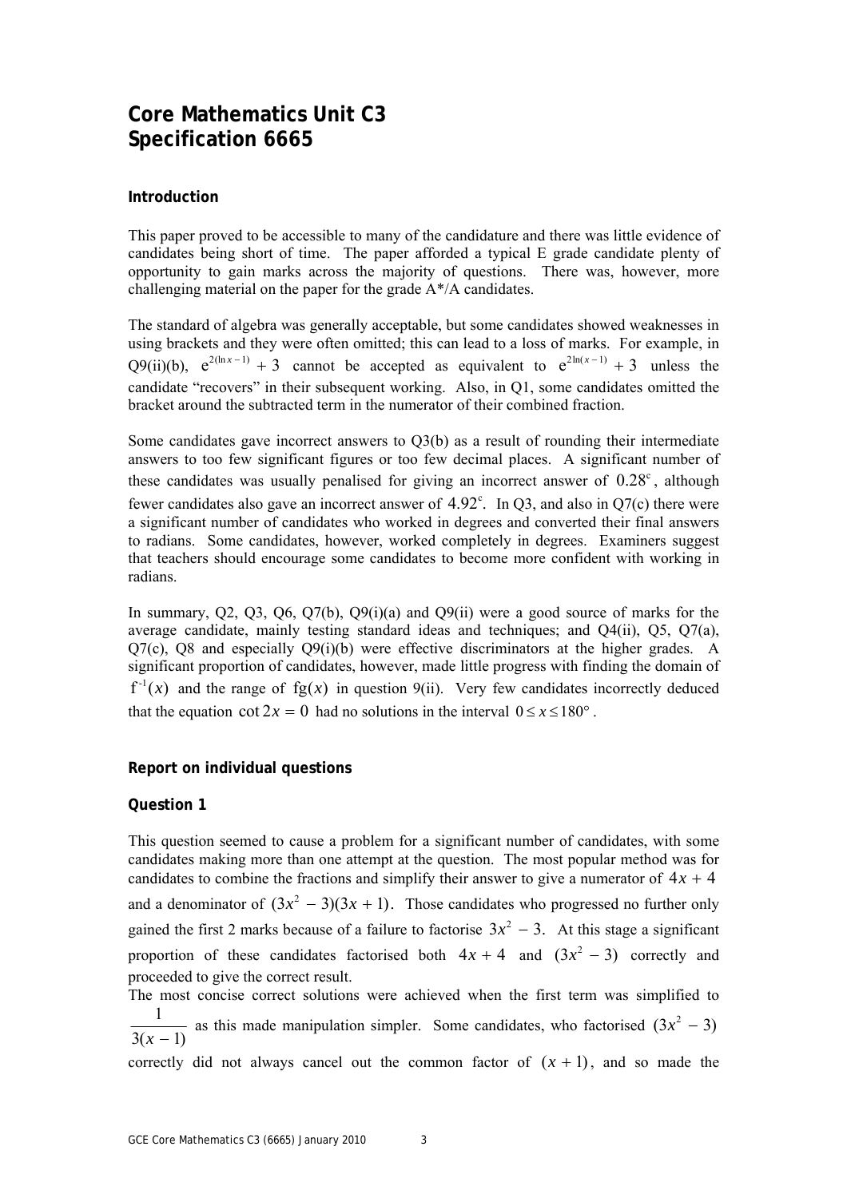# Core Mathematics Unit C3
# Specification 6665

### Introduction

This paper proved to be accessible to many of the candidature and there was little evidence of candidates being short of time. The paper afforded a typical E grade candidate plenty of opportunity to gain marks across the majority of questions. There was, however, more challenging material on the paper for the grade A*/A candidates.

The standard of algebra was generally acceptable, but some candidates showed weaknesses in using brackets and they were often omitted; this can lead to a loss of marks. For example, in Q9(ii)(b), $e^{2(\ln x - 1)} + 3$ cannot be accepted as equivalent to $e^{2\ln(x-1)} + 3$ unless the candidate "recovers" in their subsequent working. Also, in Q1, some candidates omitted the bracket around the subtracted term in the numerator of their combined fraction.

Some candidates gave incorrect answers to Q3(b) as a result of rounding their intermediate answers to too few significant figures or too few decimal places. A significant number of these candidates was usually penalised for giving an incorrect answer of $0.28^c$, although fewer candidates also gave an incorrect answer of $4.92^c$. In Q3, and also in Q7(c) there were a significant number of candidates who worked in degrees and converted their final answers to radians. Some candidates, however, worked completely in degrees. Examiners suggest that teachers should encourage some candidates to become more confident with working in radians.

In summary, Q2, Q3, Q6, Q7(b), Q9(i)(a) and Q9(ii) were a good source of marks for the average candidate, mainly testing standard ideas and techniques; and Q4(ii), Q5, Q7(a), Q7(c), Q8 and especially Q9(i)(b) were effective discriminators at the higher grades. A significant proportion of candidates, however, made little progress with finding the domain of $f^{-1}(x)$ and the range of $fg(x)$ in question 9(ii). Very few candidates incorrectly deduced that the equation $\cot 2x = 0$ had no solutions in the interval $0 \le x \le 180°$.

### Report on individual questions

### Question 1

This question seemed to cause a problem for a significant number of candidates, with some candidates making more than one attempt at the question. The most popular method was for candidates to combine the fractions and simplify their answer to give a numerator of $4x + 4$ and a denominator of $(3x^2 - 3)(3x + 1)$. Those candidates who progressed no further only gained the first 2 marks because of a failure to factorise $3x^2 - 3$. At this stage a significant proportion of these candidates factorised both $4x + 4$ and $(3x^2 - 3)$ correctly and proceeded to give the correct result.

The most concise correct solutions were achieved when the first term was simplified to $\frac{1}{3(x-1)}$ as this made manipulation simpler. Some candidates, who factorised $(3x^2 - 3)$ correctly did not always cancel out the common factor of $(x + 1)$, and so made the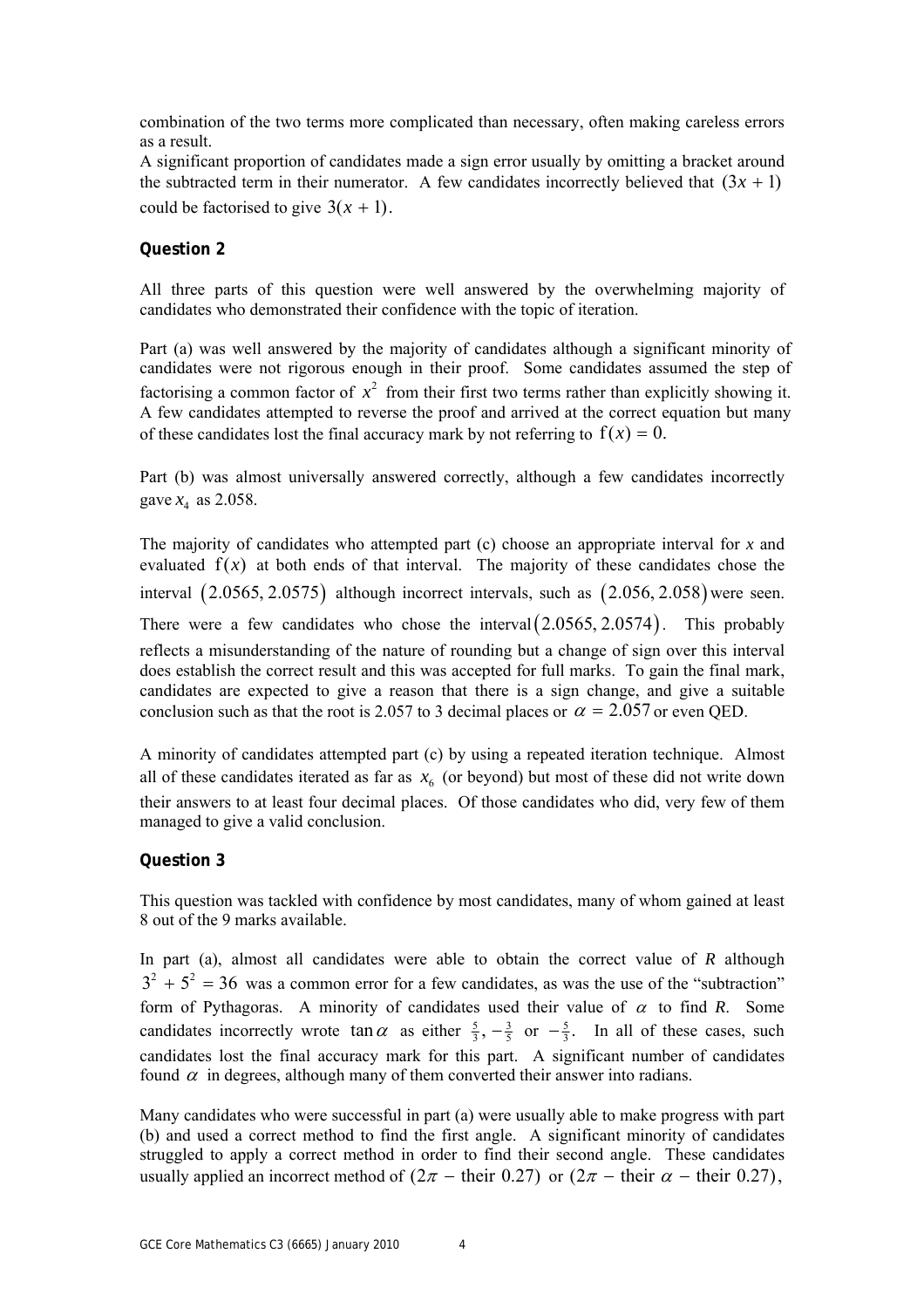combination of the two terms more complicated than necessary, often making careless errors as a result.
A significant proportion of candidates made a sign error usually by omitting a bracket around the subtracted term in their numerator. A few candidates incorrectly believed that $(3x + 1)$ could be factorised to give $3(x + 1)$.

**Question 2**

All three parts of this question were well answered by the overwhelming majority of candidates who demonstrated their confidence with the topic of iteration.

Part (a) was well answered by the majority of candidates although a significant minority of candidates were not rigorous enough in their proof. Some candidates assumed the step of factorising a common factor of $x^2$ from their first two terms rather than explicitly showing it. A few candidates attempted to reverse the proof and arrived at the correct equation but many of these candidates lost the final accuracy mark by not referring to $\mathrm{f}(x) = 0$.

Part (b) was almost universally answered correctly, although a few candidates incorrectly gave $x_4$ as 2.058.

The majority of candidates who attempted part (c) choose an appropriate interval for $x$ and evaluated $\mathrm{f}(x)$ at both ends of that interval. The majority of these candidates chose the interval $(2.0565, 2.0575)$ although incorrect intervals, such as $(2.056, 2.058)$ were seen. There were a few candidates who chose the interval $(2.0565, 2.0574)$. This probably reflects a misunderstanding of the nature of rounding but a change of sign over this interval does establish the correct result and this was accepted for full marks. To gain the final mark, candidates are expected to give a reason that there is a sign change, and give a suitable conclusion such as that the root is 2.057 to 3 decimal places or $\alpha = 2.057$ or even QED.

A minority of candidates attempted part (c) by using a repeated iteration technique. Almost all of these candidates iterated as far as $x_6$ (or beyond) but most of these did not write down their answers to at least four decimal places. Of those candidates who did, very few of them managed to give a valid conclusion.

**Question 3**

This question was tackled with confidence by most candidates, many of whom gained at least 8 out of the 9 marks available.

In part (a), almost all candidates were able to obtain the correct value of $R$ although $3^2 + 5^2 = 36$ was a common error for a few candidates, as was the use of the "subtraction" form of Pythagoras. A minority of candidates used their value of $\alpha$ to find $R$. Some candidates incorrectly wrote $\tan\alpha$ as either $\frac{5}{3}$, $-\frac{3}{5}$ or $-\frac{5}{3}$. In all of these cases, such candidates lost the final accuracy mark for this part. A significant number of candidates found $\alpha$ in degrees, although many of them converted their answer into radians.

Many candidates who were successful in part (a) were usually able to make progress with part (b) and used a correct method to find the first angle. A significant minority of candidates struggled to apply a correct method in order to find their second angle. These candidates usually applied an incorrect method of $(2\pi - \text{their } 0.27)$ or $(2\pi - \text{their } \alpha - \text{their } 0.27)$,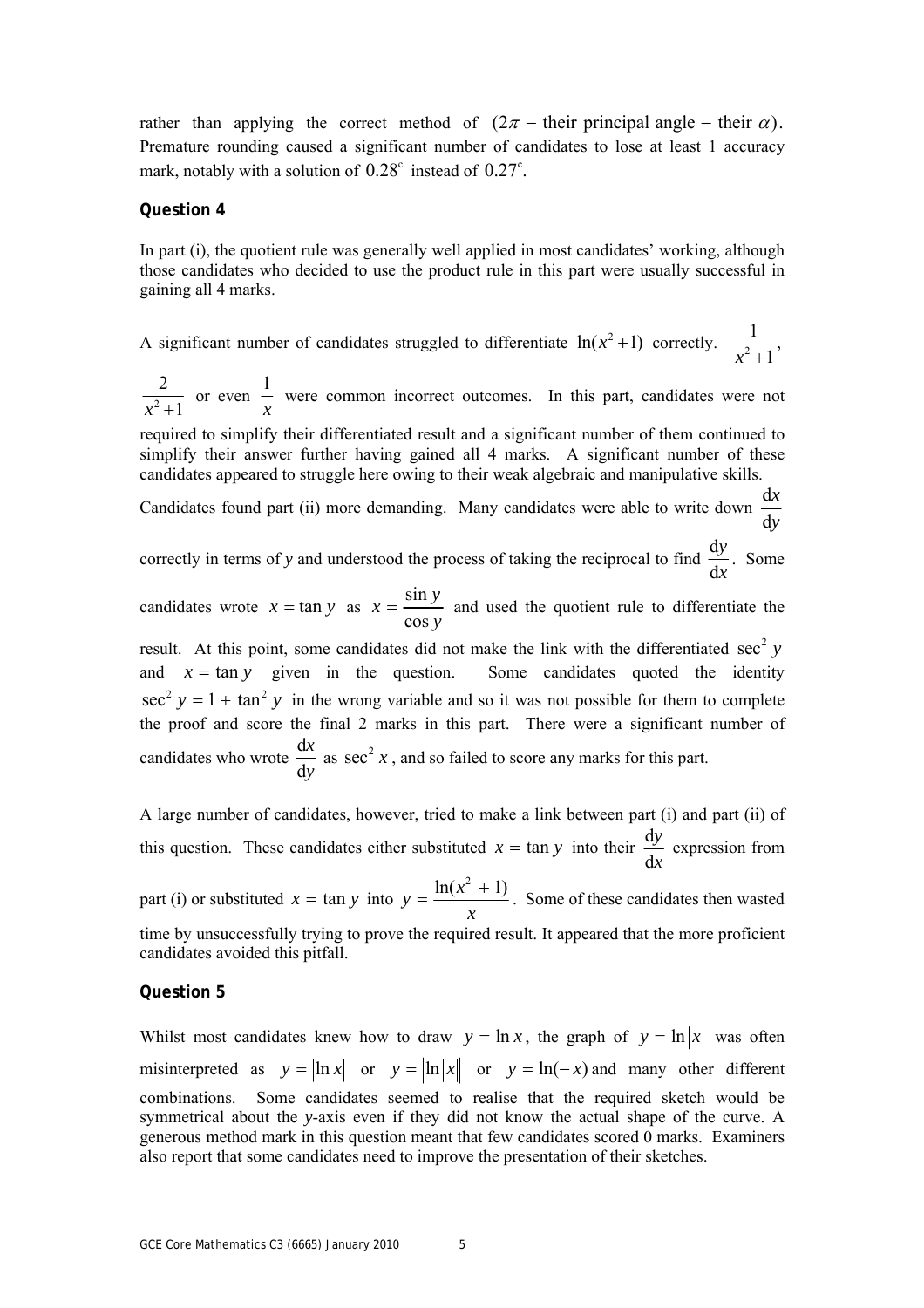rather than applying the correct method of $(2\pi - \text{their principal angle} - \text{their } \alpha)$. Premature rounding caused a significant number of candidates to lose at least 1 accuracy mark, notably with a solution of $0.28^c$ instead of $0.27^c$.

**Question 4**

In part (i), the quotient rule was generally well applied in most candidates' working, although those candidates who decided to use the product rule in this part were usually successful in gaining all 4 marks.

A significant number of candidates struggled to differentiate $\ln(x^2+1)$ correctly. $\frac{1}{x^2+1}$, $\frac{2}{x^2+1}$ or even $\frac{1}{x}$ were common incorrect outcomes. In this part, candidates were not required to simplify their differentiated result and a significant number of them continued to simplify their answer further having gained all 4 marks. A significant number of these candidates appeared to struggle here owing to their weak algebraic and manipulative skills.

Candidates found part (ii) more demanding. Many candidates were able to write down $\frac{\mathrm{d}x}{\mathrm{d}y}$ correctly in terms of *y* and understood the process of taking the reciprocal to find $\frac{\mathrm{d}y}{\mathrm{d}x}$. Some candidates wrote $x = \tan y$ as $x = \frac{\sin y}{\cos y}$ and used the quotient rule to differentiate the result. At this point, some candidates did not make the link with the differentiated $\sec^2 y$ and $x = \tan y$ given in the question. Some candidates quoted the identity $\sec^2 y = 1 + \tan^2 y$ in the wrong variable and so it was not possible for them to complete the proof and score the final 2 marks in this part. There were a significant number of candidates who wrote $\frac{\mathrm{d}x}{\mathrm{d}y}$ as $\sec^2 x$, and so failed to score any marks for this part.

A large number of candidates, however, tried to make a link between part (i) and part (ii) of this question. These candidates either substituted $x = \tan y$ into their $\frac{\mathrm{d}y}{\mathrm{d}x}$ expression from part (i) or substituted $x = \tan y$ into $y = \frac{\ln(x^2+1)}{x}$. Some of these candidates then wasted time by unsuccessfully trying to prove the required result. It appeared that the more proficient candidates avoided this pitfall.

**Question 5**

Whilst most candidates knew how to draw $y = \ln x$, the graph of $y = \ln|x|$ was often misinterpreted as $y = |\ln x|$ or $y = |\ln|x||$ or $y = \ln(-x)$ and many other different combinations. Some candidates seemed to realise that the required sketch would be symmetrical about the *y*-axis even if they did not know the actual shape of the curve. A generous method mark in this question meant that few candidates scored 0 marks. Examiners also report that some candidates need to improve the presentation of their sketches.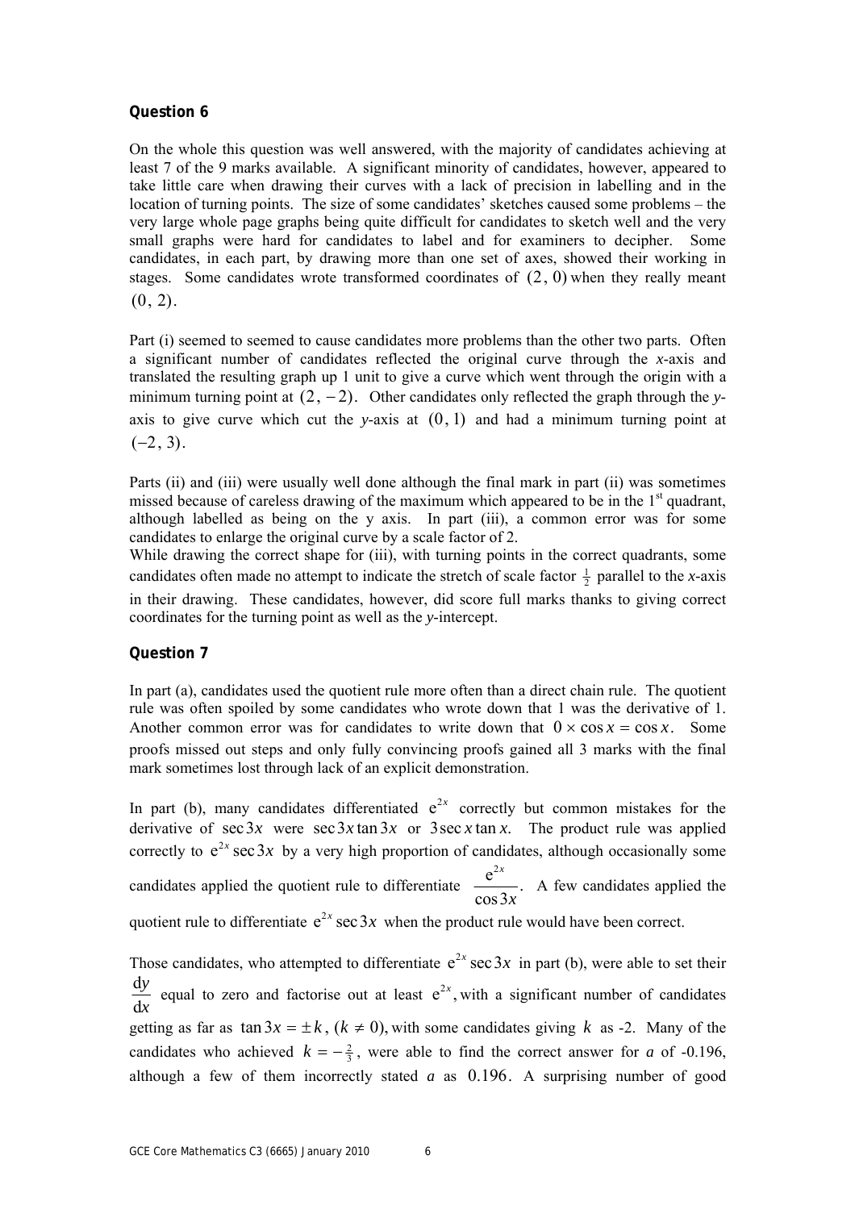**Question 6**

On the whole this question was well answered, with the majority of candidates achieving at least 7 of the 9 marks available. A significant minority of candidates, however, appeared to take little care when drawing their curves with a lack of precision in labelling and in the location of turning points. The size of some candidates' sketches caused some problems – the very large whole page graphs being quite difficult for candidates to sketch well and the very small graphs were hard for candidates to label and for examiners to decipher. Some candidates, in each part, by drawing more than one set of axes, showed their working in stages. Some candidates wrote transformed coordinates of $(2, 0)$ when they really meant $(0, 2)$.

Part (i) seemed to seemed to cause candidates more problems than the other two parts. Often a significant number of candidates reflected the original curve through the *x*-axis and translated the resulting graph up 1 unit to give a curve which went through the origin with a minimum turning point at $(2, -2)$. Other candidates only reflected the graph through the *y*-axis to give curve which cut the *y*-axis at $(0, 1)$ and had a minimum turning point at $(-2, 3)$.

Parts (ii) and (iii) were usually well done although the final mark in part (ii) was sometimes missed because of careless drawing of the maximum which appeared to be in the 1st quadrant, although labelled as being on the y axis. In part (iii), a common error was for some candidates to enlarge the original curve by a scale factor of 2.
While drawing the correct shape for (iii), with turning points in the correct quadrants, some candidates often made no attempt to indicate the stretch of scale factor $\frac{1}{2}$ parallel to the *x*-axis in their drawing. These candidates, however, did score full marks thanks to giving correct coordinates for the turning point as well as the *y*-intercept.

**Question 7**

In part (a), candidates used the quotient rule more often than a direct chain rule. The quotient rule was often spoiled by some candidates who wrote down that 1 was the derivative of 1. Another common error was for candidates to write down that $0 \times \cos x = \cos x$. Some proofs missed out steps and only fully convincing proofs gained all 3 marks with the final mark sometimes lost through lack of an explicit demonstration.

In part (b), many candidates differentiated $e^{2x}$ correctly but common mistakes for the derivative of $\sec 3x$ were $\sec 3x \tan 3x$ or $3\sec x \tan x$. The product rule was applied correctly to $e^{2x} \sec 3x$ by a very high proportion of candidates, although occasionally some candidates applied the quotient rule to differentiate $\frac{e^{2x}}{\cos 3x}$. A few candidates applied the quotient rule to differentiate $e^{2x} \sec 3x$ when the product rule would have been correct.

Those candidates, who attempted to differentiate $e^{2x} \sec 3x$ in part (b), were able to set their $\frac{dy}{dx}$ equal to zero and factorise out at least $e^{2x}$, with a significant number of candidates getting as far as $\tan 3x = \pm k$, $(k \neq 0)$, with some candidates giving $k$ as -2. Many of the candidates who achieved $k = -\frac{2}{3}$, were able to find the correct answer for *a* of -0.196, although a few of them incorrectly stated *a* as $0.196$. A surprising number of good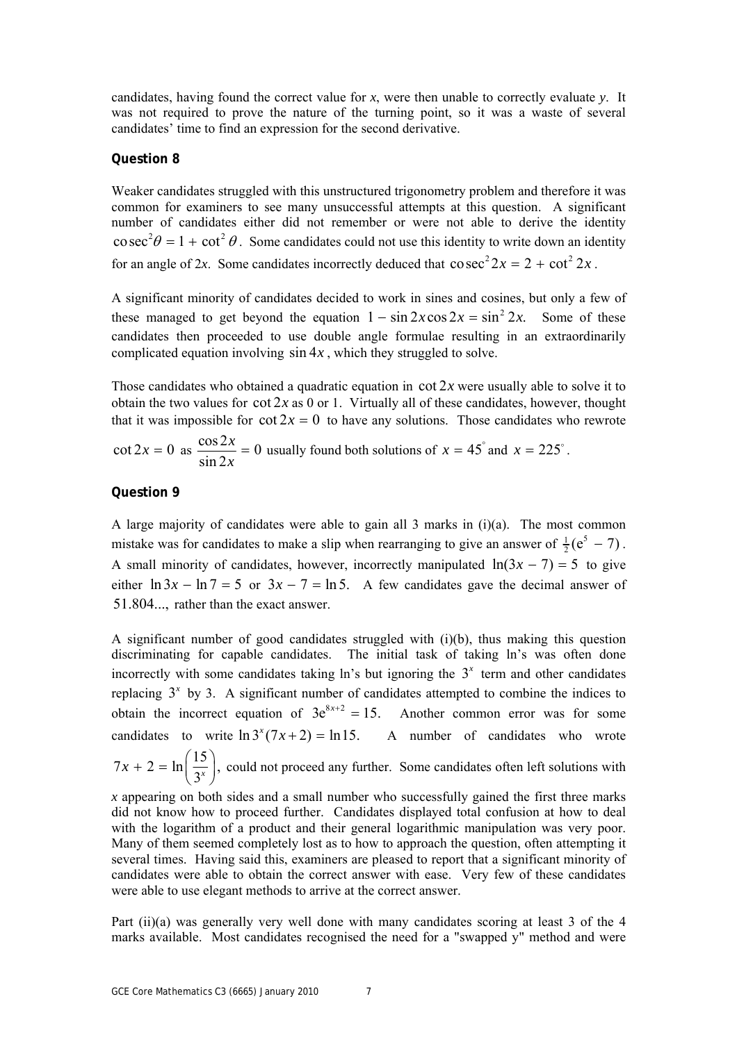candidates, having found the correct value for *x*, were then unable to correctly evaluate *y*. It was not required to prove the nature of the turning point, so it was a waste of several candidates' time to find an expression for the second derivative.

### Question 8

Weaker candidates struggled with this unstructured trigonometry problem and therefore it was common for examiners to see many unsuccessful attempts at this question. A significant number of candidates either did not remember or were not able to derive the identity $\operatorname{cosec}^2\theta = 1 + \cot^2\theta$. Some candidates could not use this identity to write down an identity for an angle of 2*x*. Some candidates incorrectly deduced that $\operatorname{cosec}^2 2x = 2 + \cot^2 2x$.

A significant minority of candidates decided to work in sines and cosines, but only a few of these managed to get beyond the equation $1 - \sin 2x \cos 2x = \sin^2 2x$. Some of these candidates then proceeded to use double angle formulae resulting in an extraordinarily complicated equation involving $\sin 4x$, which they struggled to solve.

Those candidates who obtained a quadratic equation in $\cot 2x$ were usually able to solve it to obtain the two values for $\cot 2x$ as 0 or 1. Virtually all of these candidates, however, thought that it was impossible for $\cot 2x = 0$ to have any solutions. Those candidates who rewrote $\cot 2x = 0$ as $\dfrac{\cos 2x}{\sin 2x} = 0$ usually found both solutions of $x = 45^\circ$ and $x = 225^\circ$.

### Question 9

A large majority of candidates were able to gain all 3 marks in (i)(a). The most common mistake was for candidates to make a slip when rearranging to give an answer of $\frac{1}{2}(e^5 - 7)$. A small minority of candidates, however, incorrectly manipulated $\ln(3x - 7) = 5$ to give either $\ln 3x - \ln 7 = 5$ or $3x - 7 = \ln 5$. A few candidates gave the decimal answer of $51.804...$, rather than the exact answer.

A significant number of good candidates struggled with (i)(b), thus making this question discriminating for capable candidates. The initial task of taking ln's was often done incorrectly with some candidates taking ln's but ignoring the $3^x$ term and other candidates replacing $3^x$ by 3. A significant number of candidates attempted to combine the indices to obtain the incorrect equation of $3e^{8x+2} = 15$. Another common error was for some candidates to write $\ln 3^x(7x+2) = \ln 15$. A number of candidates who wrote $7x + 2 = \ln\left(\dfrac{15}{3^x}\right)$, could not proceed any further. Some candidates often left solutions with *x* appearing on both sides and a small number who successfully gained the first three marks did not know how to proceed further. Candidates displayed total confusion at how to deal with the logarithm of a product and their general logarithmic manipulation was very poor. Many of them seemed completely lost as to how to approach the question, often attempting it several times. Having said this, examiners are pleased to report that a significant minority of candidates were able to obtain the correct answer with ease. Very few of these candidates were able to use elegant methods to arrive at the correct answer.

Part (ii)(a) was generally very well done with many candidates scoring at least 3 of the 4 marks available. Most candidates recognised the need for a "swapped y" method and were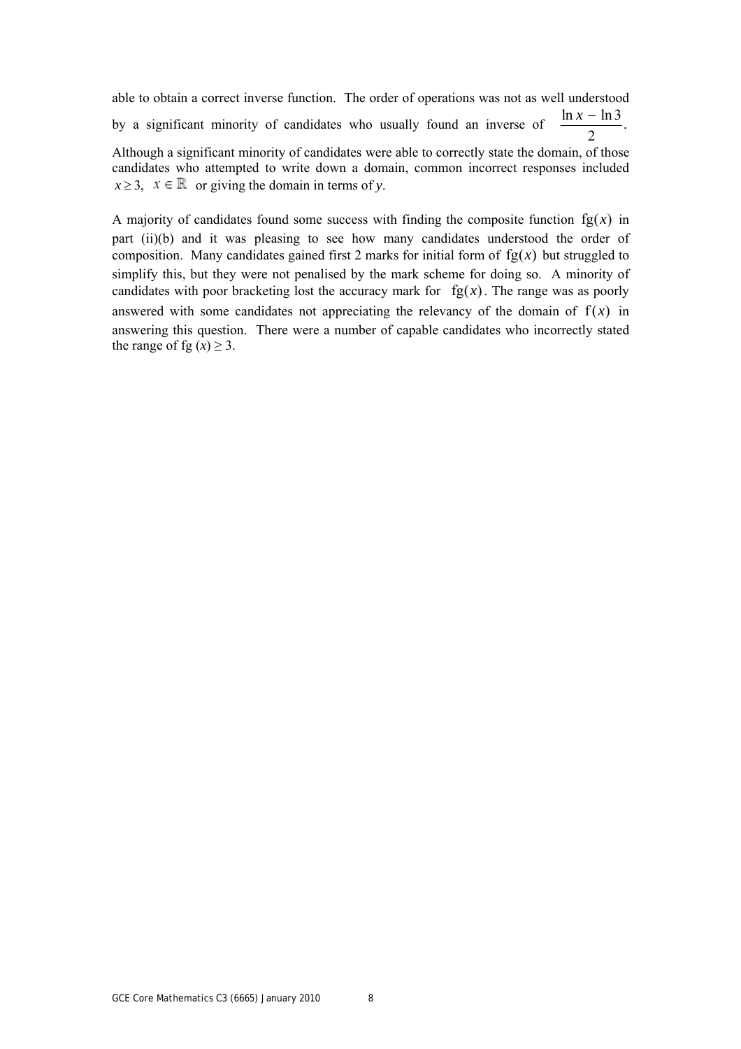able to obtain a correct inverse function. The order of operations was not as well understood by a significant minority of candidates who usually found an inverse of $\frac{\ln x - \ln 3}{2}$. Although a significant minority of candidates were able to correctly state the domain, of those candidates who attempted to write down a domain, common incorrect responses included $x \geq 3$, $x \in \mathbb{R}$ or giving the domain in terms of $y$.

A majority of candidates found some success with finding the composite function $\mathrm{fg}(x)$ in part (ii)(b) and it was pleasing to see how many candidates understood the order of composition. Many candidates gained first 2 marks for initial form of $\mathrm{fg}(x)$ but struggled to simplify this, but they were not penalised by the mark scheme for doing so. A minority of candidates with poor bracketing lost the accuracy mark for $\mathrm{fg}(x)$. The range was as poorly answered with some candidates not appreciating the relevancy of the domain of $\mathrm{f}(x)$ in answering this question. There were a number of capable candidates who incorrectly stated the range of $\mathrm{fg}(x) \geq 3$.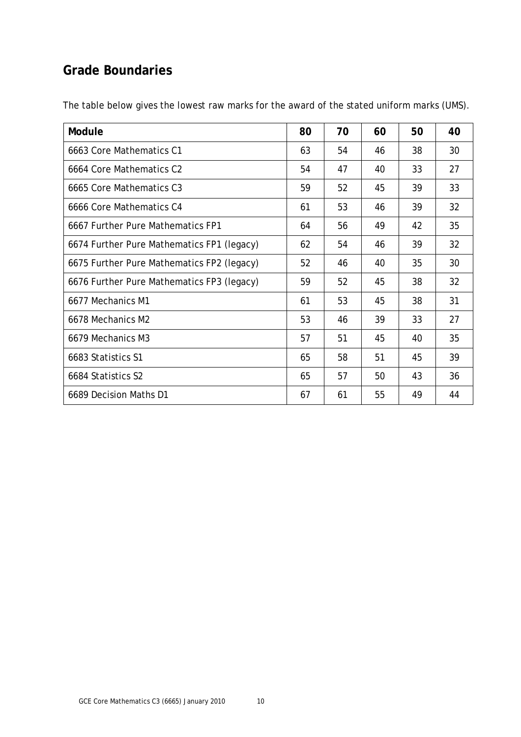## Grade Boundaries

The table below gives the lowest raw marks for the award of the stated uniform marks (UMS).

| Module | 80 | 70 | 60 | 50 | 40 |
|---|---|---|---|---|---|
| 6663 Core Mathematics C1 | 63 | 54 | 46 | 38 | 30 |
| 6664 Core Mathematics C2 | 54 | 47 | 40 | 33 | 27 |
| 6665 Core Mathematics C3 | 59 | 52 | 45 | 39 | 33 |
| 6666 Core Mathematics C4 | 61 | 53 | 46 | 39 | 32 |
| 6667 Further Pure Mathematics FP1 | 64 | 56 | 49 | 42 | 35 |
| 6674 Further Pure Mathematics FP1 (legacy) | 62 | 54 | 46 | 39 | 32 |
| 6675 Further Pure Mathematics FP2 (legacy) | 52 | 46 | 40 | 35 | 30 |
| 6676 Further Pure Mathematics FP3 (legacy) | 59 | 52 | 45 | 38 | 32 |
| 6677 Mechanics M1 | 61 | 53 | 45 | 38 | 31 |
| 6678 Mechanics M2 | 53 | 46 | 39 | 33 | 27 |
| 6679 Mechanics M3 | 57 | 51 | 45 | 40 | 35 |
| 6683 Statistics S1 | 65 | 58 | 51 | 45 | 39 |
| 6684 Statistics S2 | 65 | 57 | 50 | 43 | 36 |
| 6689 Decision Maths D1 | 67 | 61 | 55 | 49 | 44 |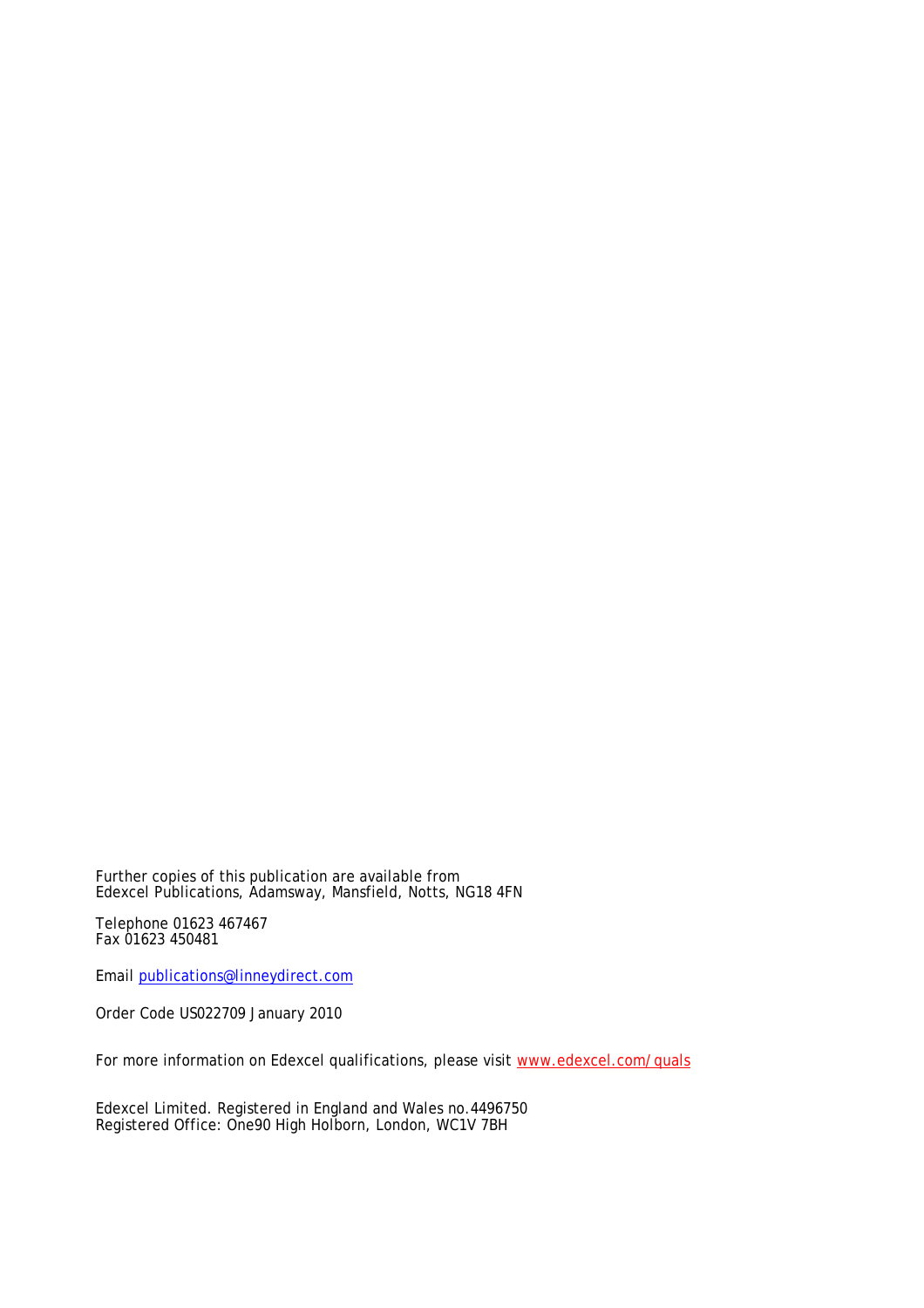Further copies of this publication are available from
Edexcel Publications, Adamsway, Mansfield, Notts, NG18 4FN

Telephone 01623 467467
Fax 01623 450481

Email publications@linneydirect.com

Order Code US022709 January 2010

For more information on Edexcel qualifications, please visit www.edexcel.com/quals

Edexcel Limited. Registered in England and Wales no.4496750
Registered Office: One90 High Holborn, London, WC1V 7BH